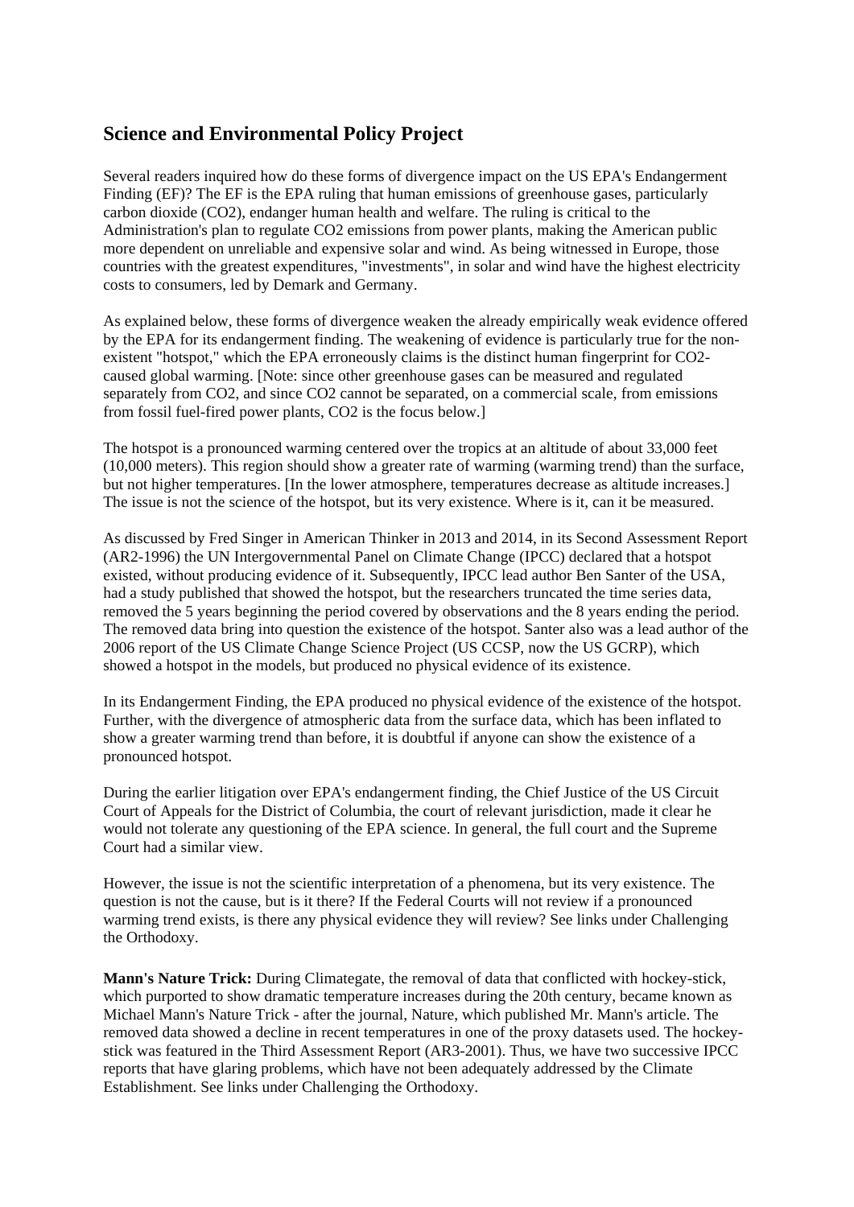## Science and Environmental Policy Project

Several readers inquired how do these forms of divergence impact on the US EPA's Endangerment Finding (EF)? The EF is the EPA ruling that human emissions of greenhouse gases, particularly carbon dioxide ($CO_2$), endanger human health and welfare. The ruling is critical to the Administration's plan to regulate $CO_2$ emissions from power plants, making the American public more dependent on unreliable and expensive solar and wind. As being witnessed in Europe, those countries with the greatest expenditures, "investments", in solar and wind have the highest electricity costs to consumers, led by Demark and Germany.

As explained below, these forms of divergence weaken the already empirically weak evidence offered by the EPA for its endangerment finding. The weakening of evidence is particularly true for the non-existent "hotspot," which the EPA erroneously claims is the distinct human fingerprint for $CO_2$-caused global warming. [Note: since other greenhouse gases can be measured and regulated separately from $CO_2$, and since $CO_2$ cannot be separated, on a commercial scale, from emissions from fossil fuel-fired power plants, $CO_2$ is the focus below.]

The hotspot is a pronounced warming centered over the tropics at an altitude of about 33,000 feet (10,000 meters). This region should show a greater rate of warming (warming trend) than the surface, but not higher temperatures. [In the lower atmosphere, temperatures decrease as altitude increases.] The issue is not the science of the hotspot, but its very existence. Where is it, can it be measured.

As discussed by Fred Singer in American Thinker in 2013 and 2014, in its Second Assessment Report (AR2-1996) the UN Intergovernmental Panel on Climate Change (IPCC) declared that a hotspot existed, without producing evidence of it. Subsequently, IPCC lead author Ben Santer of the USA, had a study published that showed the hotspot, but the researchers truncated the time series data, removed the 5 years beginning the period covered by observations and the 8 years ending the period. The removed data bring into question the existence of the hotspot. Santer also was a lead author of the 2006 report of the US Climate Change Science Project (US CCSP, now the US GCRP), which showed a hotspot in the models, but produced no physical evidence of its existence.

In its Endangerment Finding, the EPA produced no physical evidence of the existence of the hotspot. Further, with the divergence of atmospheric data from the surface data, which has been inflated to show a greater warming trend than before, it is doubtful if anyone can show the existence of a pronounced hotspot.

During the earlier litigation over EPA's endangerment finding, the Chief Justice of the US Circuit Court of Appeals for the District of Columbia, the court of relevant jurisdiction, made it clear he would not tolerate any questioning of the EPA science. In general, the full court and the Supreme Court had a similar view.

However, the issue is not the scientific interpretation of a phenomena, but its very existence. The question is not the cause, but is it there? If the Federal Courts will not review if a pronounced warming trend exists, is there any physical evidence they will review? See links under Challenging the Orthodoxy.

**Mann's Nature Trick:** During Climategate, the removal of data that conflicted with hockey-stick, which purported to show dramatic temperature increases during the 20th century, became known as Michael Mann's Nature Trick - after the journal, Nature, which published Mr. Mann's article. The removed data showed a decline in recent temperatures in one of the proxy datasets used. The hockey-stick was featured in the Third Assessment Report (AR3-2001). Thus, we have two successive IPCC reports that have glaring problems, which have not been adequately addressed by the Climate Establishment. See links under Challenging the Orthodoxy.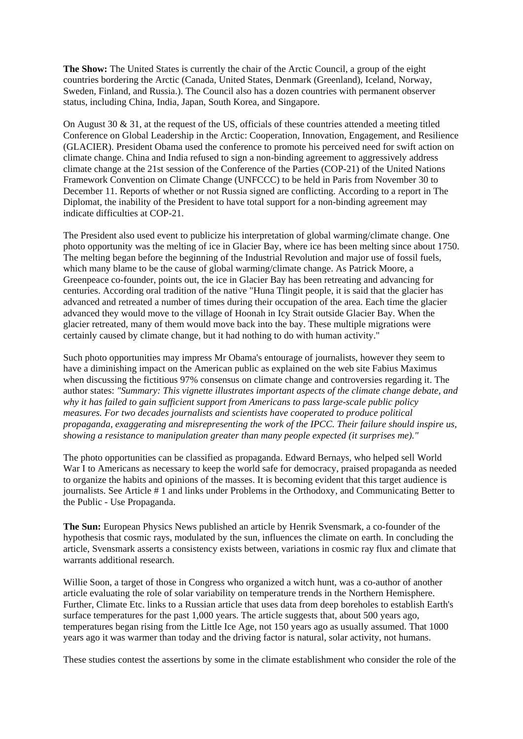**The Show:** The United States is currently the chair of the Arctic Council, a group of the eight countries bordering the Arctic (Canada, United States, Denmark (Greenland), Iceland, Norway, Sweden, Finland, and Russia.). The Council also has a dozen countries with permanent observer status, including China, India, Japan, South Korea, and Singapore.

On August 30 & 31, at the request of the US, officials of these countries attended a meeting titled Conference on Global Leadership in the Arctic: Cooperation, Innovation, Engagement, and Resilience (GLACIER). President Obama used the conference to promote his perceived need for swift action on climate change. China and India refused to sign a non-binding agreement to aggressively address climate change at the 21st session of the Conference of the Parties (COP-21) of the United Nations Framework Convention on Climate Change (UNFCCC) to be held in Paris from November 30 to December 11. Reports of whether or not Russia signed are conflicting. According to a report in The Diplomat, the inability of the President to have total support for a non-binding agreement may indicate difficulties at COP-21.

The President also used event to publicize his interpretation of global warming/climate change. One photo opportunity was the melting of ice in Glacier Bay, where ice has been melting since about 1750. The melting began before the beginning of the Industrial Revolution and major use of fossil fuels, which many blame to be the cause of global warming/climate change. As Patrick Moore, a Greenpeace co-founder, points out, the ice in Glacier Bay has been retreating and advancing for centuries. According oral tradition of the native "Huna Tlingit people, it is said that the glacier has advanced and retreated a number of times during their occupation of the area. Each time the glacier advanced they would move to the village of Hoonah in Icy Strait outside Glacier Bay. When the glacier retreated, many of them would move back into the bay. These multiple migrations were certainly caused by climate change, but it had nothing to do with human activity."

Such photo opportunities may impress Mr Obama's entourage of journalists, however they seem to have a diminishing impact on the American public as explained on the web site Fabius Maximus when discussing the fictitious 97% consensus on climate change and controversies regarding it. The author states: *"Summary: This vignette illustrates important aspects of the climate change debate, and why it has failed to gain sufficient support from Americans to pass large-scale public policy measures. For two decades journalists and scientists have cooperated to produce political propaganda, exaggerating and misrepresenting the work of the IPCC. Their failure should inspire us, showing a resistance to manipulation greater than many people expected (it surprises me)."*

The photo opportunities can be classified as propaganda. Edward Bernays, who helped sell World War I to Americans as necessary to keep the world safe for democracy, praised propaganda as needed to organize the habits and opinions of the masses. It is becoming evident that this target audience is journalists. See Article # 1 and links under Problems in the Orthodoxy, and Communicating Better to the Public - Use Propaganda.

**The Sun:** European Physics News published an article by Henrik Svensmark, a co-founder of the hypothesis that cosmic rays, modulated by the sun, influences the climate on earth. In concluding the article, Svensmark asserts a consistency exists between, variations in cosmic ray flux and climate that warrants additional research.

Willie Soon, a target of those in Congress who organized a witch hunt, was a co-author of another article evaluating the role of solar variability on temperature trends in the Northern Hemisphere. Further, Climate Etc. links to a Russian article that uses data from deep boreholes to establish Earth's surface temperatures for the past 1,000 years. The article suggests that, about 500 years ago, temperatures began rising from the Little Ice Age, not 150 years ago as usually assumed. That 1000 years ago it was warmer than today and the driving factor is natural, solar activity, not humans.

These studies contest the assertions by some in the climate establishment who consider the role of the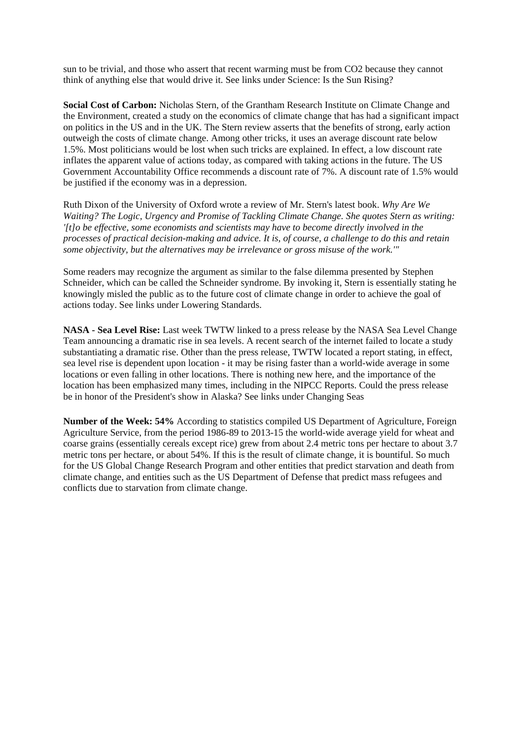sun to be trivial, and those who assert that recent warming must be from $CO_2$ because they cannot think of anything else that would drive it. See links under Science: Is the Sun Rising?

**Social Cost of Carbon:** Nicholas Stern, of the Grantham Research Institute on Climate Change and the Environment, created a study on the economics of climate change that has had a significant impact on politics in the US and in the UK. The Stern review asserts that the benefits of strong, early action outweigh the costs of climate change. Among other tricks, it uses an average discount rate below 1.5%. Most politicians would be lost when such tricks are explained. In effect, a low discount rate inflates the apparent value of actions today, as compared with taking actions in the future. The US Government Accountability Office recommends a discount rate of 7%. A discount rate of 1.5% would be justified if the economy was in a depression.

Ruth Dixon of the University of Oxford wrote a review of Mr. Stern's latest book. *Why Are We Waiting? The Logic, Urgency and Promise of Tackling Climate Change. She quotes Stern as writing: '[t]o be effective, some economists and scientists may have to become directly involved in the processes of practical decision-making and advice. It is, of course, a challenge to do this and retain some objectivity, but the alternatives may be irrelevance or gross misuse of the work.'"*

Some readers may recognize the argument as similar to the false dilemma presented by Stephen Schneider, which can be called the Schneider syndrome. By invoking it, Stern is essentially stating he knowingly misled the public as to the future cost of climate change in order to achieve the goal of actions today. See links under Lowering Standards.

**NASA - Sea Level Rise:** Last week TWTW linked to a press release by the NASA Sea Level Change Team announcing a dramatic rise in sea levels. A recent search of the internet failed to locate a study substantiating a dramatic rise. Other than the press release, TWTW located a report stating, in effect, sea level rise is dependent upon location - it may be rising faster than a world-wide average in some locations or even falling in other locations. There is nothing new here, and the importance of the location has been emphasized many times, including in the NIPCC Reports. Could the press release be in honor of the President's show in Alaska? See links under Changing Seas

**Number of the Week: 54%** According to statistics compiled US Department of Agriculture, Foreign Agriculture Service, from the period 1986-89 to 2013-15 the world-wide average yield for wheat and coarse grains (essentially cereals except rice) grew from about 2.4 metric tons per hectare to about 3.7 metric tons per hectare, or about 54%. If this is the result of climate change, it is bountiful. So much for the US Global Change Research Program and other entities that predict starvation and death from climate change, and entities such as the US Department of Defense that predict mass refugees and conflicts due to starvation from climate change.